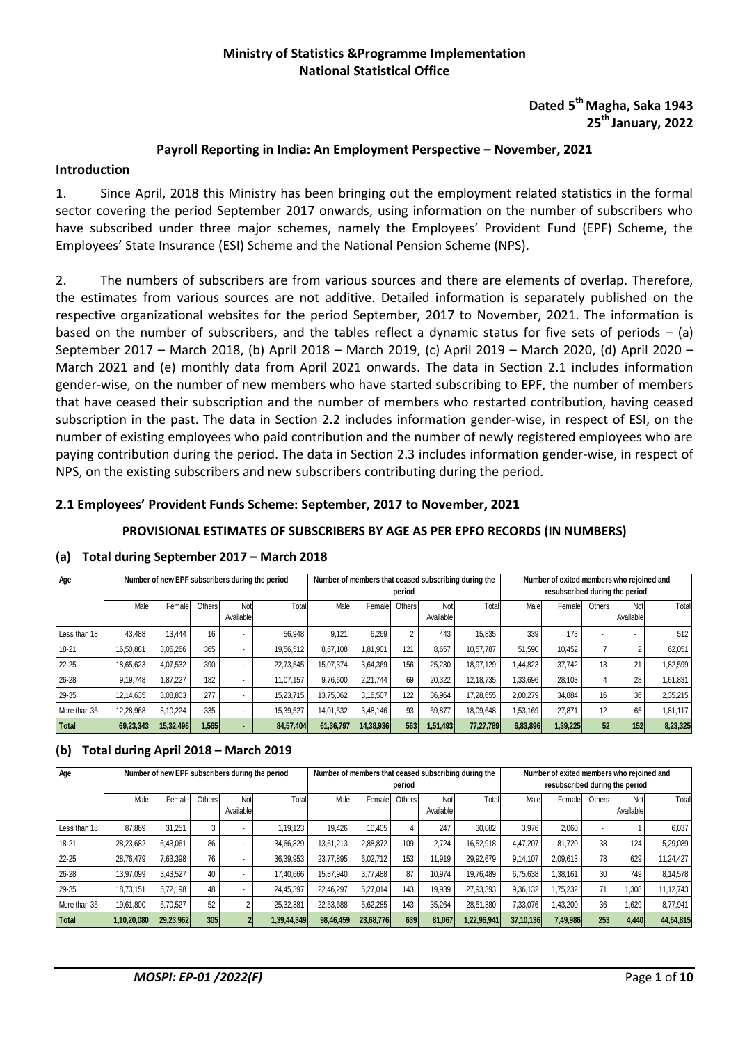**Ministry of Statistics &Programme Implementation**
**National Statistical Office**

**Dated 5th Magha, Saka 1943**
**25th January, 2022**

### Payroll Reporting in India: An Employment Perspective – November, 2021

## Introduction

1. Since April, 2018 this Ministry has been bringing out the employment related statistics in the formal sector covering the period September 2017 onwards, using information on the number of subscribers who have subscribed under three major schemes, namely the Employees' Provident Fund (EPF) Scheme, the Employees' State Insurance (ESI) Scheme and the National Pension Scheme (NPS).

2. The numbers of subscribers are from various sources and there are elements of overlap. Therefore, the estimates from various sources are not additive. Detailed information is separately published on the respective organizational websites for the period September, 2017 to November, 2021. The information is based on the number of subscribers, and the tables reflect a dynamic status for five sets of periods – (a) September 2017 – March 2018, (b) April 2018 – March 2019, (c) April 2019 – March 2020, (d) April 2020 – March 2021 and (e) monthly data from April 2021 onwards. The data in Section 2.1 includes information gender-wise, on the number of new members who have started subscribing to EPF, the number of members that have ceased their subscription and the number of members who restarted contribution, having ceased subscription in the past. The data in Section 2.2 includes information gender-wise, in respect of ESI, on the number of existing employees who paid contribution and the number of newly registered employees who are paying contribution during the period. The data in Section 2.3 includes information gender-wise, in respect of NPS, on the existing subscribers and new subscribers contributing during the period.

### 2.1 Employees' Provident Funds Scheme: September, 2017 to November, 2021

#### PROVISIONAL ESTIMATES OF SUBSCRIBERS BY AGE AS PER EPFO RECORDS (IN NUMBERS)

#### (a) Total during September 2017 – March 2018

| Age | Number of new EPF subscribers during the period | | | | | Number of members that ceased subscribing during the period | | | | | Number of exited members who rejoined and resubscribed during the period | | | | |
|---|---|---|---|---|---|---|---|---|---|---|---|---|---|---|---|
| | Male | Female | Others | Not Available | Total | Male | Female | Others | Not Available | Total | Male | Female | Others | Not Available | Total |
| Less than 18 | 43,488 | 13,444 | 16 | - | 56,948 | 9,121 | 6,269 | 2 | 443 | 15,835 | 339 | 173 | - | - | 512 |
| 18-21 | 16,50,881 | 3,05,266 | 365 | - | 19,56,512 | 8,67,108 | 1,81,901 | 121 | 8,657 | 10,57,787 | 51,590 | 10,452 | 7 | 2 | 62,051 |
| 22-25 | 18,65,623 | 4,07,532 | 390 | - | 22,73,545 | 15,07,374 | 3,64,369 | 156 | 25,230 | 18,97,129 | 1,44,823 | 37,742 | 13 | 21 | 1,82,599 |
| 26-28 | 9,19,748 | 1,87,227 | 182 | - | 11,07,157 | 9,76,600 | 2,21,744 | 69 | 20,322 | 12,18,735 | 1,33,696 | 28,103 | 4 | 28 | 1,61,831 |
| 29-35 | 12,14,635 | 3,08,803 | 277 | - | 15,23,715 | 13,75,062 | 3,16,507 | 122 | 36,964 | 17,28,655 | 2,00,279 | 34,884 | 16 | 36 | 2,35,215 |
| More than 35 | 12,28,968 | 3,10,224 | 335 | - | 15,39,527 | 14,01,532 | 3,48,146 | 93 | 59,877 | 18,09,648 | 1,53,169 | 27,871 | 12 | 65 | 1,81,117 |
| **Total** | **69,23,343** | **15,32,496** | **1,565** | **-** | **84,57,404** | **61,36,797** | **14,38,936** | **563** | **1,51,493** | **77,27,789** | **6,83,896** | **1,39,225** | **52** | **152** | **8,23,325** |

#### (b) Total during April 2018 – March 2019

| Age | Number of new EPF subscribers during the period | | | | | Number of members that ceased subscribing during the period | | | | | Number of exited members who rejoined and resubscribed during the period | | | | |
|---|---|---|---|---|---|---|---|---|---|---|---|---|---|---|---|
| | Male | Female | Others | Not Available | Total | Male | Female | Others | Not Available | Total | Male | Female | Others | Not Available | Total |
| Less than 18 | 87,869 | 31,251 | 3 | - | 1,19,123 | 19,426 | 10,405 | 4 | 247 | 30,082 | 3,976 | 2,060 | - | 1 | 6,037 |
| 18-21 | 28,23,682 | 6,43,061 | 86 | - | 34,66,829 | 13,61,213 | 2,88,872 | 109 | 2,724 | 16,52,918 | 4,47,207 | 81,720 | 38 | 124 | 5,29,089 |
| 22-25 | 28,76,479 | 7,63,398 | 76 | - | 36,39,953 | 23,77,895 | 6,02,712 | 153 | 11,919 | 29,92,679 | 9,14,107 | 2,09,613 | 78 | 629 | 11,24,427 |
| 26-28 | 13,97,099 | 3,43,527 | 40 | - | 17,40,666 | 15,87,940 | 3,77,488 | 87 | 10,974 | 19,76,489 | 6,75,638 | 1,38,161 | 30 | 749 | 8,14,578 |
| 29-35 | 18,73,151 | 5,72,198 | 48 | - | 24,45,397 | 22,46,297 | 5,27,014 | 143 | 19,939 | 27,93,393 | 9,36,132 | 1,75,232 | 71 | 1,308 | 11,12,743 |
| More than 35 | 19,61,800 | 5,70,527 | 52 | 2 | 25,32,381 | 22,53,688 | 5,62,285 | 143 | 35,264 | 28,51,380 | 7,33,076 | 1,43,200 | 36 | 1,629 | 8,77,941 |
| **Total** | **1,10,20,080** | **29,23,962** | **305** | **2** | **1,39,44,349** | **98,46,459** | **23,68,776** | **639** | **81,067** | **1,22,96,941** | **37,10,136** | **7,49,986** | **253** | **4,440** | **44,64,815** |

*MOSPI: EP-01 /2022(F)*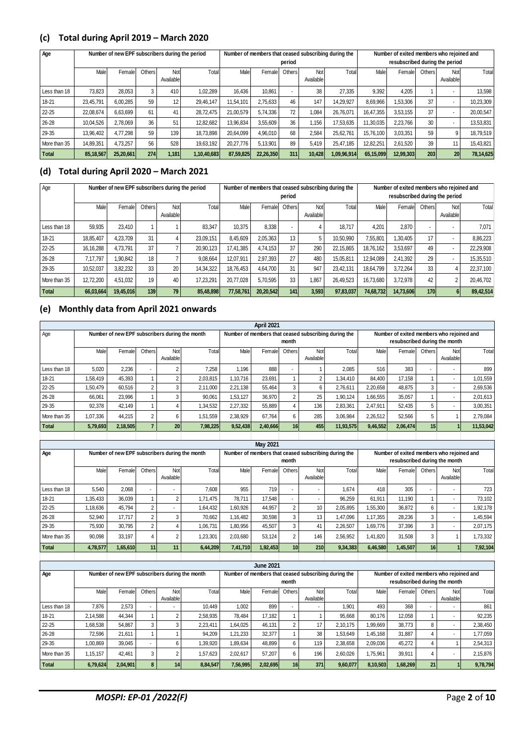## (c) Total during April 2019 – March 2020

| Age | Number of new EPF subscribers during the period | | | | | Number of members that ceased subscribing during the period | | | | | Number of exited members who rejoined and resubscribed during the period | | | | |
|---|---|---|---|---|---|---|---|---|---|---|---|---|---|---|---|
| | Male | Female | Others | Not Available | Total | Male | Female | Others | Not Available | Total | Male | Female | Others | Not Available | Total |
| Less than 18 | 73,823 | 28,053 | 3 | 410 | 1,02,289 | 16,436 | 10,861 | - | 38 | 27,335 | 9,392 | 4,205 | 1 | - | 13,598 |
| 18-21 | 23,45,791 | 6,00,285 | 59 | 12 | 29,46,147 | 11,54,101 | 2,75,633 | 46 | 147 | 14,29,927 | 8,69,966 | 1,53,306 | 37 | - | 10,23,309 |
| 22-25 | 22,08,674 | 6,63,699 | 61 | 41 | 28,72,475 | 21,00,579 | 5,74,336 | 72 | 1,084 | 26,76,071 | 16,47,355 | 3,53,155 | 37 | - | 20,00,547 |
| 26-28 | 10,04,526 | 2,78,069 | 36 | 51 | 12,82,682 | 13,96,834 | 3,55,609 | 36 | 1,156 | 17,53,635 | 11,30,035 | 2,23,766 | 30 | - | 13,53,831 |
| 29-35 | 13,96,402 | 4,77,298 | 59 | 139 | 18,73,898 | 20,64,099 | 4,96,010 | 68 | 2,584 | 25,62,761 | 15,76,100 | 3,03,351 | 59 | 9 | 18,79,519 |
| More than 35 | 14,89,351 | 4,73,257 | 56 | 528 | 19,63,192 | 20,27,776 | 5,13,901 | 89 | 5,419 | 25,47,185 | 12,82,251 | 2,61,520 | 39 | 11 | 15,43,821 |
| **Total** | **85,18,567** | **25,20,661** | **274** | **1,181** | **1,10,40,683** | **87,59,825** | **22,26,350** | **311** | **10,428** | **1,09,96,914** | **65,15,099** | **12,99,303** | **203** | **20** | **78,14,625** |

## (d) Total during April 2020 – March 2021

| Age | Number of new EPF subscribers during the period | | | | | Number of members that ceased subscribing during the period | | | | | Number of exited members who rejoined and resubscribed during the period | | | | |
|---|---|---|---|---|---|---|---|---|---|---|---|---|---|---|---|
| | Male | Female | Others | Not Available | Total | Male | Female | Others | Not Available | Total | Male | Female | Others | Not Available | Total |
| Less than 18 | 59,935 | 23,410 | 1 | 1 | 83,347 | 10,375 | 8,338 | - | 4 | 18,717 | 4,201 | 2,870 | - | - | 7,071 |
| 18-21 | 18,85,407 | 4,23,709 | 31 | 4 | 23,09,151 | 8,45,609 | 2,05,363 | 13 | 5 | 10,50,990 | 7,55,801 | 1,30,405 | 17 | - | 8,86,223 |
| 22-25 | 16,16,288 | 4,73,791 | 37 | 7 | 20,90,123 | 17,41,385 | 4,74,153 | 37 | 290 | 22,15,865 | 18,76,162 | 3,53,697 | 49 | - | 22,29,908 |
| 26-28 | 7,17,797 | 1,90,842 | 18 | 7 | 9,08,664 | 12,07,911 | 2,97,393 | 27 | 480 | 15,05,811 | 12,94,089 | 2,41,392 | 29 | - | 15,35,510 |
| 29-35 | 10,52,037 | 3,82,232 | 33 | 20 | 14,34,322 | 18,76,453 | 4,64,700 | 31 | 947 | 23,42,131 | 18,64,799 | 3,72,264 | 33 | 4 | 22,37,100 |
| More than 35 | 12,72,200 | 4,51,032 | 19 | 40 | 17,23,291 | 20,77,028 | 5,70,595 | 33 | 1,867 | 26,49,523 | 16,73,680 | 3,72,978 | 42 | 2 | 20,46,702 |
| **Total** | **66,03,664** | **19,45,016** | **139** | **79** | **85,48,898** | **77,58,761** | **20,20,542** | **141** | **3,593** | **97,83,037** | **74,68,732** | **14,73,606** | **170** | **6** | **89,42,514** |

## (e) Monthly data from April 2021 onwards

**April 2021**

| Age | Number of new EPF subscribers during the month | | | | | Number of members that ceased subscribing during the month | | | | | Number of exited members who rejoined and resubscribed during the month | | | | |
|---|---|---|---|---|---|---|---|---|---|---|---|---|---|---|---|
| | Male | Female | Others | Not Available | Total | Male | Female | Others | Not Available | Total | Male | Female | Others | Not Available | Total |
| Less than 18 | 5,020 | 2,236 | - | 2 | 7,258 | 1,196 | 888 | - | 1 | 2,085 | 516 | 383 | - | - | 899 |
| 18-21 | 1,58,419 | 45,393 | 1 | 2 | 2,03,815 | 1,10,716 | 23,691 | 1 | 2 | 1,34,410 | 84,400 | 17,158 | 1 | - | 1,01,559 |
| 22-25 | 1,50,479 | 60,516 | 2 | 3 | 2,11,000 | 2,21,138 | 55,464 | 3 | 6 | 2,76,611 | 2,20,658 | 48,875 | 3 | - | 2,69,536 |
| 26-28 | 66,061 | 23,996 | 1 | 3 | 90,061 | 1,53,127 | 36,970 | 2 | 25 | 1,90,124 | 1,66,555 | 35,057 | 1 | - | 2,01,613 |
| 29-35 | 92,378 | 42,149 | 1 | 4 | 1,34,532 | 2,27,332 | 55,889 | 4 | 136 | 2,83,361 | 2,47,911 | 52,435 | 5 | - | 3,00,351 |
| More than 35 | 1,07,336 | 44,215 | 2 | 6 | 1,51,559 | 2,38,929 | 67,764 | 6 | 285 | 3,06,984 | 2,26,512 | 52,566 | 5 | 1 | 2,79,084 |
| **Total** | **5,79,693** | **2,18,505** | **7** | **20** | **7,98,225** | **9,52,438** | **2,40,666** | **16** | **455** | **11,93,575** | **9,46,552** | **2,06,474** | **15** | **1** | **11,53,042** |

**May 2021**

| Age | Number of new EPF subscribers during the month | | | | | Number of members that ceased subscribing during the month | | | | | Number of exited members who rejoined and resubscribed during the month | | | | |
|---|---|---|---|---|---|---|---|---|---|---|---|---|---|---|---|
| | Male | Female | Others | Not Available | Total | Male | Female | Others | Not Available | Total | Male | Female | Others | Not Available | Total |
| Less than 18 | 5,540 | 2,068 | - | - | 7,608 | 955 | 719 | - | - | 1,674 | 418 | 305 | - | - | 723 |
| 18-21 | 1,35,433 | 36,039 | 1 | 2 | 1,71,475 | 78,711 | 17,548 | - | - | 96,259 | 61,911 | 11,190 | 1 | - | 73,102 |
| 22-25 | 1,18,636 | 45,794 | 2 | - | 1,64,432 | 1,60,926 | 44,957 | 2 | 10 | 2,05,895 | 1,55,300 | 36,872 | 6 | - | 1,92,178 |
| 26-28 | 52,940 | 17,717 | 2 | 3 | 70,662 | 1,16,482 | 30,598 | 3 | 13 | 1,47,096 | 1,17,355 | 28,236 | 3 | - | 1,45,594 |
| 29-35 | 75,930 | 30,795 | 2 | 4 | 1,06,731 | 1,80,956 | 45,507 | 3 | 41 | 2,26,507 | 1,69,776 | 37,396 | 3 | - | 2,07,175 |
| More than 35 | 90,098 | 33,197 | 4 | 2 | 1,23,301 | 2,03,680 | 53,124 | 2 | 146 | 2,56,952 | 1,41,820 | 31,508 | 3 | 1 | 1,73,332 |
| **Total** | **4,78,577** | **1,65,610** | **11** | **11** | **6,44,209** | **7,41,710** | **1,92,453** | **10** | **210** | **9,34,383** | **6,46,580** | **1,45,507** | **16** | **1** | **7,92,104** |

**June 2021**

| Age | Number of new EPF subscribers during the month | | | | | Number of members that ceased subscribing during the month | | | | | Number of exited members who rejoined and resubscribed during the month | | | | |
|---|---|---|---|---|---|---|---|---|---|---|---|---|---|---|---|
| | Male | Female | Others | Not Available | Total | Male | Female | Others | Not Available | Total | Male | Female | Others | Not Available | Total |
| Less than 18 | 7,876 | 2,573 | - | - | 10,449 | 1,002 | 899 | - | - | 1,901 | 493 | 368 | - | - | 861 |
| 18-21 | 2,14,588 | 44,344 | 1 | 2 | 2,58,935 | 78,484 | 17,182 | 1 | 1 | 95,668 | 80,176 | 12,058 | 1 | - | 92,235 |
| 22-25 | 1,68,538 | 54,867 | 3 | 3 | 2,23,411 | 1,64,025 | 46,131 | 2 | 17 | 2,10,175 | 1,99,669 | 38,773 | 8 | - | 2,38,450 |
| 26-28 | 72,596 | 21,611 | 1 | 1 | 94,209 | 1,21,233 | 32,377 | 1 | 38 | 1,53,649 | 1,45,168 | 31,887 | 4 | - | 1,77,059 |
| 29-35 | 1,00,869 | 39,045 | - | 6 | 1,39,920 | 1,89,634 | 48,899 | 6 | 119 | 2,38,658 | 2,09,036 | 45,272 | 4 | 1 | 2,54,313 |
| More than 35 | 1,15,157 | 42,461 | 3 | 2 | 1,57,623 | 2,02,617 | 57,207 | 6 | 196 | 2,60,026 | 1,75,961 | 39,911 | 4 | - | 2,15,876 |
| **Total** | **6,79,624** | **2,04,901** | **8** | **14** | **8,84,547** | **7,56,995** | **2,02,695** | **16** | **371** | **9,60,077** | **8,10,503** | **1,68,269** | **21** | **1** | **9,78,794** |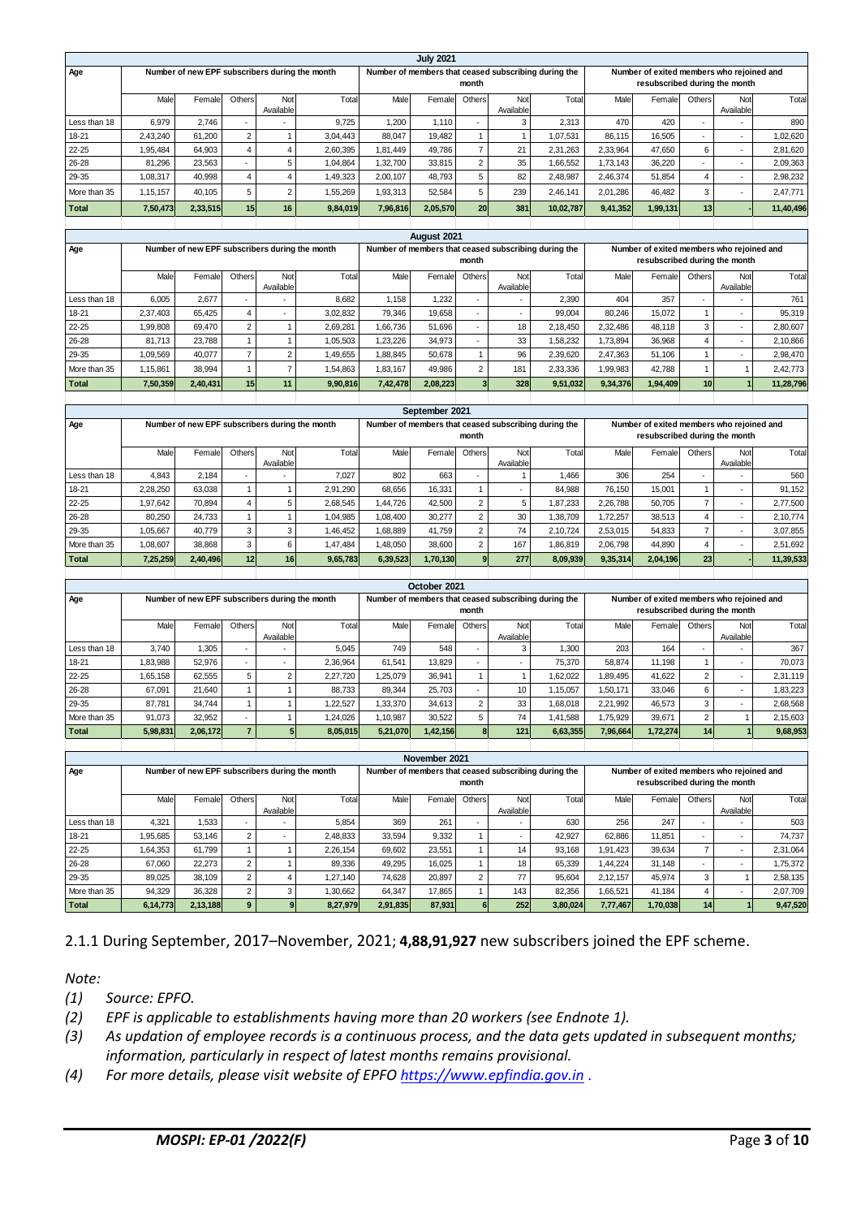| July 2021 | | | | | | | | | | | | | | | |
|---|---|---|---|---|---|---|---|---|---|---|---|---|---|---|---|
| Age | Number of new EPF subscribers during the month | | | | | Number of members that ceased subscribing during the month | | | | | Number of exited members who rejoined and resubscribed during the month | | | | |
| | Male | Female | Others | Not Available | Total | Male | Female | Others | Not Available | Total | Male | Female | Others | Not Available | Total |
| Less than 18 | 6,979 | 2,746 | - | - | 9,725 | 1,200 | 1,110 | - | 3 | 2,313 | 470 | 420 | - | - | 890 |
| 18-21 | 2,43,240 | 61,200 | 2 | 1 | 3,04,443 | 88,047 | 19,482 | 1 | 1 | 1,07,531 | 86,115 | 16,505 | - | - | 1,02,620 |
| 22-25 | 1,95,484 | 64,903 | 4 | 4 | 2,60,395 | 1,81,449 | 49,786 | 7 | 21 | 2,31,263 | 2,33,964 | 47,650 | 6 | - | 2,81,620 |
| 26-28 | 81,296 | 23,563 | - | 5 | 1,04,864 | 1,32,700 | 33,815 | 2 | 35 | 1,66,552 | 1,73,143 | 36,220 | - | - | 2,09,363 |
| 29-35 | 1,08,317 | 40,998 | 4 | 4 | 1,49,323 | 2,00,107 | 48,793 | 5 | 82 | 2,48,987 | 2,46,374 | 51,854 | 4 | - | 2,98,232 |
| More than 35 | 1,15,157 | 40,105 | 5 | 2 | 1,55,269 | 1,93,313 | 52,584 | 5 | 239 | 2,46,141 | 2,01,286 | 46,482 | 3 | - | 2,47,771 |
| **Total** | **7,50,473** | **2,33,515** | **15** | **16** | **9,84,019** | **7,96,816** | **2,05,570** | **20** | **381** | **10,02,787** | **9,41,352** | **1,99,131** | **13** | **-** | **11,40,496** |

| August 2021 | | | | | | | | | | | | | | | |
|---|---|---|---|---|---|---|---|---|---|---|---|---|---|---|---|
| Age | Number of new EPF subscribers during the month | | | | | Number of members that ceased subscribing during the month | | | | | Number of exited members who rejoined and resubscribed during the month | | | | |
| | Male | Female | Others | Not Available | Total | Male | Female | Others | Not Available | Total | Male | Female | Others | Not Available | Total |
| Less than 18 | 6,005 | 2,677 | - | - | 8,682 | 1,158 | 1,232 | - | - | 2,390 | 404 | 357 | - | - | 761 |
| 18-21 | 2,37,403 | 65,425 | 4 | - | 3,02,832 | 79,346 | 19,658 | - | - | 99,004 | 80,246 | 15,072 | 1 | - | 95,319 |
| 22-25 | 1,99,808 | 69,470 | 2 | 1 | 2,69,281 | 1,66,736 | 51,696 | - | 18 | 2,18,450 | 2,32,486 | 48,118 | 3 | - | 2,80,607 |
| 26-28 | 81,713 | 23,788 | 1 | 1 | 1,05,503 | 1,23,226 | 34,973 | - | 33 | 1,58,232 | 1,73,894 | 36,968 | 4 | - | 2,10,866 |
| 29-35 | 1,09,569 | 40,077 | 7 | 2 | 1,49,655 | 1,88,845 | 50,678 | 1 | 96 | 2,39,620 | 2,47,363 | 51,106 | 1 | - | 2,98,470 |
| More than 35 | 1,15,861 | 38,994 | 1 | 7 | 1,54,863 | 1,83,167 | 49,986 | 2 | 181 | 2,33,336 | 1,99,983 | 42,788 | 1 | 1 | 2,42,773 |
| **Total** | **7,50,359** | **2,40,431** | **15** | **11** | **9,90,816** | **7,42,478** | **2,08,223** | **3** | **328** | **9,51,032** | **9,34,376** | **1,94,409** | **10** | **1** | **11,28,796** |

| September 2021 | | | | | | | | | | | | | | | |
|---|---|---|---|---|---|---|---|---|---|---|---|---|---|---|---|
| Age | Number of new EPF subscribers during the month | | | | | Number of members that ceased subscribing during the month | | | | | Number of exited members who rejoined and resubscribed during the month | | | | |
| | Male | Female | Others | Not Available | Total | Male | Female | Others | Not Available | Total | Male | Female | Others | Not Available | Total |
| Less than 18 | 4,843 | 2,184 | - | - | 7,027 | 802 | 663 | - | 1 | 1,466 | 306 | 254 | - | - | 560 |
| 18-21 | 2,28,250 | 63,038 | 1 | 1 | 2,91,290 | 68,656 | 16,331 | 1 | - | 84,988 | 76,150 | 15,001 | 1 | - | 91,152 |
| 22-25 | 1,97,642 | 70,894 | 4 | 5 | 2,68,545 | 1,44,726 | 42,500 | 2 | 5 | 1,87,233 | 2,26,788 | 50,705 | 7 | - | 2,77,500 |
| 26-28 | 80,250 | 24,733 | 1 | 1 | 1,04,985 | 1,08,400 | 30,277 | 2 | 30 | 1,38,709 | 1,72,257 | 38,513 | 4 | - | 2,10,774 |
| 29-35 | 1,05,667 | 40,779 | 3 | 3 | 1,46,452 | 1,68,889 | 41,759 | 2 | 74 | 2,10,724 | 2,53,015 | 54,833 | 7 | - | 3,07,855 |
| More than 35 | 1,08,607 | 38,868 | 3 | 6 | 1,47,484 | 1,48,050 | 38,600 | 2 | 167 | 1,86,819 | 2,06,798 | 44,890 | 4 | - | 2,51,692 |
| **Total** | **7,25,259** | **2,40,496** | **12** | **16** | **9,65,783** | **6,39,523** | **1,70,130** | **9** | **277** | **8,09,939** | **9,35,314** | **2,04,196** | **23** | **-** | **11,39,533** |

| October 2021 | | | | | | | | | | | | | | | |
|---|---|---|---|---|---|---|---|---|---|---|---|---|---|---|---|
| Age | Number of new EPF subscribers during the month | | | | | Number of members that ceased subscribing during the month | | | | | Number of exited members who rejoined and resubscribed during the month | | | | |
| | Male | Female | Others | Not Available | Total | Male | Female | Others | Not Available | Total | Male | Female | Others | Not Available | Total |
| Less than 18 | 3,740 | 1,305 | - | - | 5,045 | 749 | 548 | - | 3 | 1,300 | 203 | 164 | - | - | 367 |
| 18-21 | 1,83,988 | 52,976 | - | - | 2,36,964 | 61,541 | 13,829 | - | - | 75,370 | 58,874 | 11,198 | 1 | - | 70,073 |
| 22-25 | 1,65,158 | 62,555 | 5 | 2 | 2,27,720 | 1,25,079 | 36,941 | 1 | 1 | 1,62,022 | 1,89,495 | 41,622 | 2 | - | 2,31,119 |
| 26-28 | 67,091 | 21,640 | 1 | 1 | 88,733 | 89,344 | 25,703 | - | 10 | 1,15,057 | 1,50,171 | 33,046 | 6 | - | 1,83,223 |
| 29-35 | 87,781 | 34,744 | 1 | 1 | 1,22,527 | 1,33,370 | 34,613 | 2 | 33 | 1,68,018 | 2,21,992 | 46,573 | 3 | - | 2,68,568 |
| More than 35 | 91,073 | 32,952 | - | 1 | 1,24,026 | 1,10,987 | 30,522 | 5 | 74 | 1,41,588 | 1,75,929 | 39,671 | 2 | 1 | 2,15,603 |
| **Total** | **5,98,831** | **2,06,172** | **7** | **5** | **8,05,015** | **5,21,070** | **1,42,156** | **8** | **121** | **6,63,355** | **7,96,664** | **1,72,274** | **14** | **1** | **9,68,953** |

| November 2021 | | | | | | | | | | | | | | | |
|---|---|---|---|---|---|---|---|---|---|---|---|---|---|---|---|
| Age | Number of new EPF subscribers during the month | | | | | Number of members that ceased subscribing during the month | | | | | Number of exited members who rejoined and resubscribed during the month | | | | |
| | Male | Female | Others | Not Available | Total | Male | Female | Others | Not Available | Total | Male | Female | Others | Not Available | Total |
| Less than 18 | 4,321 | 1,533 | - | - | 5,854 | 369 | 261 | - | - | 630 | 256 | 247 | - | - | 503 |
| 18-21 | 1,95,685 | 53,146 | 2 | - | 2,48,833 | 33,594 | 9,332 | 1 | - | 42,927 | 62,886 | 11,851 | - | - | 74,737 |
| 22-25 | 1,64,353 | 61,799 | 1 | 1 | 2,26,154 | 69,602 | 23,551 | 1 | 14 | 93,168 | 1,91,423 | 39,634 | 7 | - | 2,31,064 |
| 26-28 | 67,060 | 22,273 | 2 | 1 | 89,336 | 49,295 | 16,025 | 1 | 18 | 65,339 | 1,44,224 | 31,148 | - | - | 1,75,372 |
| 29-35 | 89,025 | 38,109 | 2 | 4 | 1,27,140 | 74,628 | 20,897 | 2 | 77 | 95,604 | 2,12,157 | 45,974 | 3 | 1 | 2,58,135 |
| More than 35 | 94,329 | 36,328 | 2 | 3 | 1,30,662 | 64,347 | 17,865 | 1 | 143 | 82,356 | 1,66,521 | 41,184 | 4 | - | 2,07,709 |
| **Total** | **6,14,773** | **2,13,188** | **9** | **9** | **8,27,979** | **2,91,835** | **87,931** | **6** | **252** | **3,80,024** | **7,77,467** | **1,70,038** | **14** | **1** | **9,47,520** |

2.1.1 During September, 2017–November, 2021; **4,88,91,927** new subscribers joined the EPF scheme.

*Note:*

*(1) Source: EPFO.*

*(2) EPF is applicable to establishments having more than 20 workers (see Endnote 1).*

*(3) As updation of employee records is a continuous process, and the data gets updated in subsequent months; information, particularly in respect of latest months remains provisional.*

*(4) For more details, please visit website of EPFO https://www.epfindia.gov.in .*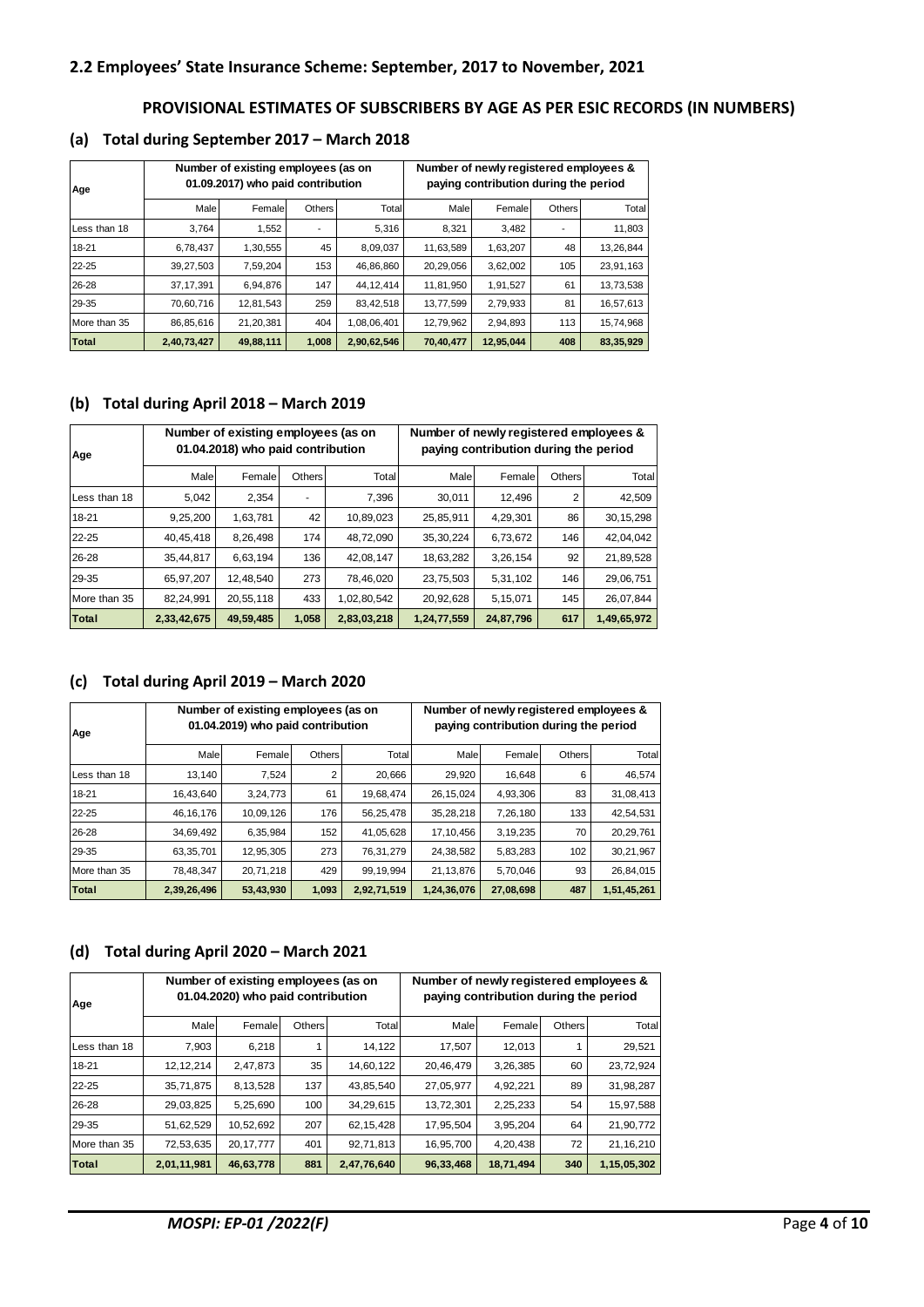## 2.2 Employees' State Insurance Scheme: September, 2017 to November, 2021

### PROVISIONAL ESTIMATES OF SUBSCRIBERS BY AGE AS PER ESIC RECORDS (IN NUMBERS)

### (a) Total during September 2017 – March 2018

| Age | Number of existing employees (as on 01.09.2017) who paid contribution | | | | Number of newly registered employees & paying contribution during the period | | | |
|---|---|---|---|---|---|---|---|---|
| | Male | Female | Others | Total | Male | Female | Others | Total |
| Less than 18 | 3,764 | 1,552 | - | 5,316 | 8,321 | 3,482 | - | 11,803 |
| 18-21 | 6,78,437 | 1,30,555 | 45 | 8,09,037 | 11,63,589 | 1,63,207 | 48 | 13,26,844 |
| 22-25 | 39,27,503 | 7,59,204 | 153 | 46,86,860 | 20,29,056 | 3,62,002 | 105 | 23,91,163 |
| 26-28 | 37,17,391 | 6,94,876 | 147 | 44,12,414 | 11,81,950 | 1,91,527 | 61 | 13,73,538 |
| 29-35 | 70,60,716 | 12,81,543 | 259 | 83,42,518 | 13,77,599 | 2,79,933 | 81 | 16,57,613 |
| More than 35 | 86,85,616 | 21,20,381 | 404 | 1,08,06,401 | 12,79,962 | 2,94,893 | 113 | 15,74,968 |
| **Total** | **2,40,73,427** | **49,88,111** | **1,008** | **2,90,62,546** | **70,40,477** | **12,95,044** | **408** | **83,35,929** |

### (b) Total during April 2018 – March 2019

| Age | Number of existing employees (as on 01.04.2018) who paid contribution | | | | Number of newly registered employees & paying contribution during the period | | | |
|---|---|---|---|---|---|---|---|---|
| | Male | Female | Others | Total | Male | Female | Others | Total |
| Less than 18 | 5,042 | 2,354 | - | 7,396 | 30,011 | 12,496 | 2 | 42,509 |
| 18-21 | 9,25,200 | 1,63,781 | 42 | 10,89,023 | 25,85,911 | 4,29,301 | 86 | 30,15,298 |
| 22-25 | 40,45,418 | 8,26,498 | 174 | 48,72,090 | 35,30,224 | 6,73,672 | 146 | 42,04,042 |
| 26-28 | 35,44,817 | 6,63,194 | 136 | 42,08,147 | 18,63,282 | 3,26,154 | 92 | 21,89,528 |
| 29-35 | 65,97,207 | 12,48,540 | 273 | 78,46,020 | 23,75,503 | 5,31,102 | 146 | 29,06,751 |
| More than 35 | 82,24,991 | 20,55,118 | 433 | 1,02,80,542 | 20,92,628 | 5,15,071 | 145 | 26,07,844 |
| **Total** | **2,33,42,675** | **49,59,485** | **1,058** | **2,83,03,218** | **1,24,77,559** | **24,87,796** | **617** | **1,49,65,972** |

### (c) Total during April 2019 – March 2020

| Age | Number of existing employees (as on 01.04.2019) who paid contribution | | | | Number of newly registered employees & paying contribution during the period | | | |
|---|---|---|---|---|---|---|---|---|
| | Male | Female | Others | Total | Male | Female | Others | Total |
| Less than 18 | 13,140 | 7,524 | 2 | 20,666 | 29,920 | 16,648 | 6 | 46,574 |
| 18-21 | 16,43,640 | 3,24,773 | 61 | 19,68,474 | 26,15,024 | 4,93,306 | 83 | 31,08,413 |
| 22-25 | 46,16,176 | 10,09,126 | 176 | 56,25,478 | 35,28,218 | 7,26,180 | 133 | 42,54,531 |
| 26-28 | 34,69,492 | 6,35,984 | 152 | 41,05,628 | 17,10,456 | 3,19,235 | 70 | 20,29,761 |
| 29-35 | 63,35,701 | 12,95,305 | 273 | 76,31,279 | 24,38,582 | 5,83,283 | 102 | 30,21,967 |
| More than 35 | 78,48,347 | 20,71,218 | 429 | 99,19,994 | 21,13,876 | 5,70,046 | 93 | 26,84,015 |
| **Total** | **2,39,26,496** | **53,43,930** | **1,093** | **2,92,71,519** | **1,24,36,076** | **27,08,698** | **487** | **1,51,45,261** |

### (d) Total during April 2020 – March 2021

| Age | Number of existing employees (as on 01.04.2020) who paid contribution | | | | Number of newly registered employees & paying contribution during the period | | | |
|---|---|---|---|---|---|---|---|---|
| | Male | Female | Others | Total | Male | Female | Others | Total |
| Less than 18 | 7,903 | 6,218 | 1 | 14,122 | 17,507 | 12,013 | 1 | 29,521 |
| 18-21 | 12,12,214 | 2,47,873 | 35 | 14,60,122 | 20,46,479 | 3,26,385 | 60 | 23,72,924 |
| 22-25 | 35,71,875 | 8,13,528 | 137 | 43,85,540 | 27,05,977 | 4,92,221 | 89 | 31,98,287 |
| 26-28 | 29,03,825 | 5,25,690 | 100 | 34,29,615 | 13,72,301 | 2,25,233 | 54 | 15,97,588 |
| 29-35 | 51,62,529 | 10,52,692 | 207 | 62,15,428 | 17,95,504 | 3,95,204 | 64 | 21,90,772 |
| More than 35 | 72,53,635 | 20,17,777 | 401 | 92,71,813 | 16,95,700 | 4,20,438 | 72 | 21,16,210 |
| **Total** | **2,01,11,981** | **46,63,778** | **881** | **2,47,76,640** | **96,33,468** | **18,71,494** | **340** | **1,15,05,302** |

*MOSPI: EP-01 /2022(F)*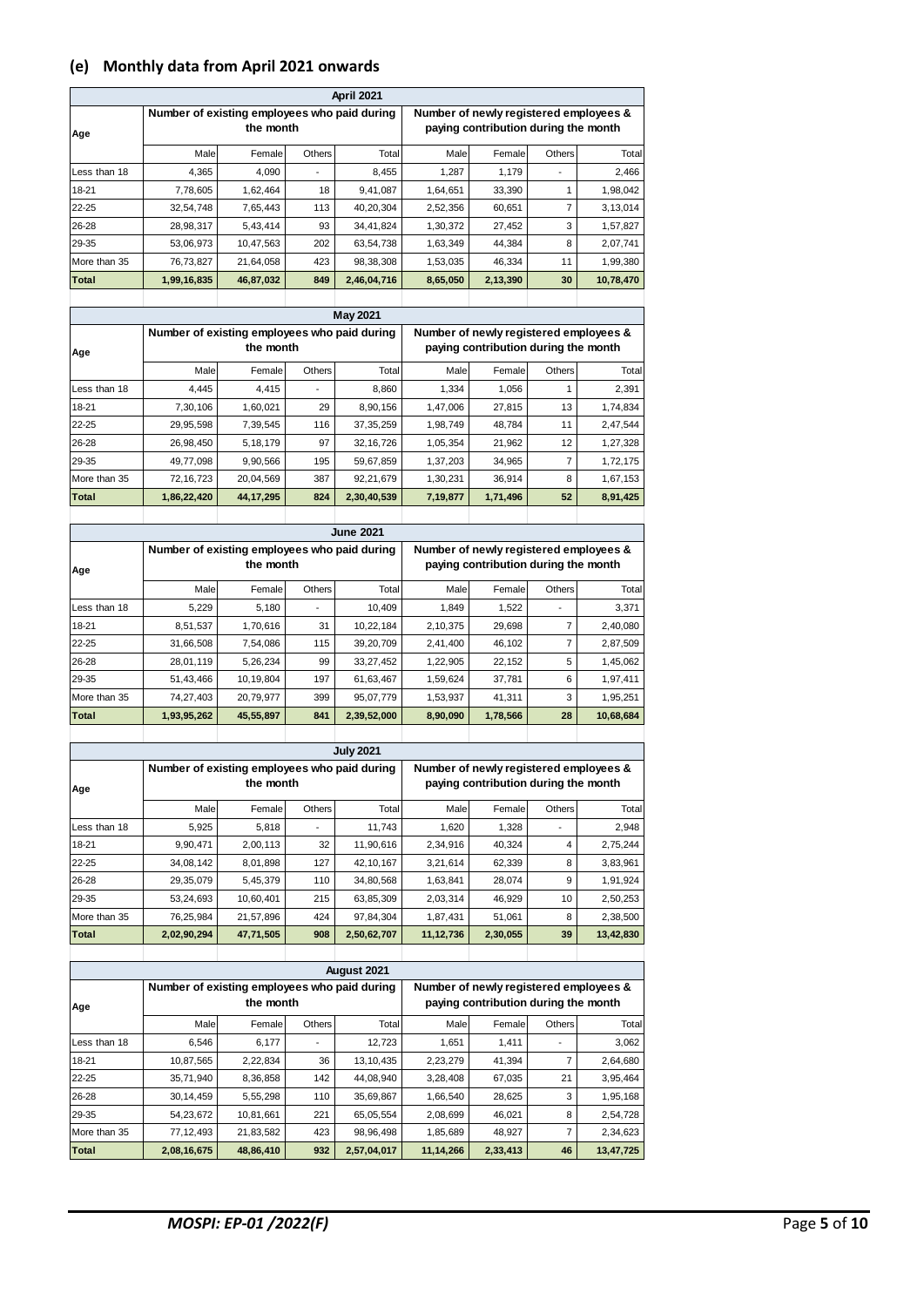## (e) Monthly data from April 2021 onwards

| April 2021 | | | | | | | | |
|---|---|---|---|---|---|---|---|---|
| Age | Number of existing employees who paid during the month | | | | Number of newly registered employees & paying contribution during the month | | | |
| | Male | Female | Others | Total | Male | Female | Others | Total |
| Less than 18 | 4,365 | 4,090 | - | 8,455 | 1,287 | 1,179 | - | 2,466 |
| 18-21 | 7,78,605 | 1,62,464 | 18 | 9,41,087 | 1,64,651 | 33,390 | 1 | 1,98,042 |
| 22-25 | 32,54,748 | 7,65,443 | 113 | 40,20,304 | 2,52,356 | 60,651 | 7 | 3,13,014 |
| 26-28 | 28,98,317 | 5,43,414 | 93 | 34,41,824 | 1,30,372 | 27,452 | 3 | 1,57,827 |
| 29-35 | 53,06,973 | 10,47,563 | 202 | 63,54,738 | 1,63,349 | 44,384 | 8 | 2,07,741 |
| More than 35 | 76,73,827 | 21,64,058 | 423 | 98,38,308 | 1,53,035 | 46,334 | 11 | 1,99,380 |
| **Total** | **1,99,16,835** | **46,87,032** | **849** | **2,46,04,716** | **8,65,050** | **2,13,390** | **30** | **10,78,470** |

| May 2021 | | | | | | | | |
|---|---|---|---|---|---|---|---|---|
| Age | Number of existing employees who paid during the month | | | | Number of newly registered employees & paying contribution during the month | | | |
| | Male | Female | Others | Total | Male | Female | Others | Total |
| Less than 18 | 4,445 | 4,415 | - | 8,860 | 1,334 | 1,056 | 1 | 2,391 |
| 18-21 | 7,30,106 | 1,60,021 | 29 | 8,90,156 | 1,47,006 | 27,815 | 13 | 1,74,834 |
| 22-25 | 29,95,598 | 7,39,545 | 116 | 37,35,259 | 1,98,749 | 48,784 | 11 | 2,47,544 |
| 26-28 | 26,98,450 | 5,18,179 | 97 | 32,16,726 | 1,05,354 | 21,962 | 12 | 1,27,328 |
| 29-35 | 49,77,098 | 9,90,566 | 195 | 59,67,859 | 1,37,203 | 34,965 | 7 | 1,72,175 |
| More than 35 | 72,16,723 | 20,04,569 | 387 | 92,21,679 | 1,30,231 | 36,914 | 8 | 1,67,153 |
| **Total** | **1,86,22,420** | **44,17,295** | **824** | **2,30,40,539** | **7,19,877** | **1,71,496** | **52** | **8,91,425** |

| June 2021 | | | | | | | | |
|---|---|---|---|---|---|---|---|---|
| Age | Number of existing employees who paid during the month | | | | Number of newly registered employees & paying contribution during the month | | | |
| | Male | Female | Others | Total | Male | Female | Others | Total |
| Less than 18 | 5,229 | 5,180 | - | 10,409 | 1,849 | 1,522 | - | 3,371 |
| 18-21 | 8,51,537 | 1,70,616 | 31 | 10,22,184 | 2,10,375 | 29,698 | 7 | 2,40,080 |
| 22-25 | 31,66,508 | 7,54,086 | 115 | 39,20,709 | 2,41,400 | 46,102 | 7 | 2,87,509 |
| 26-28 | 28,01,119 | 5,26,234 | 99 | 33,27,452 | 1,22,905 | 22,152 | 5 | 1,45,062 |
| 29-35 | 51,43,466 | 10,19,804 | 197 | 61,63,467 | 1,59,624 | 37,781 | 6 | 1,97,411 |
| More than 35 | 74,27,403 | 20,79,977 | 399 | 95,07,779 | 1,53,937 | 41,311 | 3 | 1,95,251 |
| **Total** | **1,93,95,262** | **45,55,897** | **841** | **2,39,52,000** | **8,90,090** | **1,78,566** | **28** | **10,68,684** |

| July 2021 | | | | | | | | |
|---|---|---|---|---|---|---|---|---|
| Age | Number of existing employees who paid during the month | | | | Number of newly registered employees & paying contribution during the month | | | |
| | Male | Female | Others | Total | Male | Female | Others | Total |
| Less than 18 | 5,925 | 5,818 | - | 11,743 | 1,620 | 1,328 | - | 2,948 |
| 18-21 | 9,90,471 | 2,00,113 | 32 | 11,90,616 | 2,34,916 | 40,324 | 4 | 2,75,244 |
| 22-25 | 34,08,142 | 8,01,898 | 127 | 42,10,167 | 3,21,614 | 62,339 | 8 | 3,83,961 |
| 26-28 | 29,35,079 | 5,45,379 | 110 | 34,80,568 | 1,63,841 | 28,074 | 9 | 1,91,924 |
| 29-35 | 53,24,693 | 10,60,401 | 215 | 63,85,309 | 2,03,314 | 46,929 | 10 | 2,50,253 |
| More than 35 | 76,25,984 | 21,57,896 | 424 | 97,84,304 | 1,87,431 | 51,061 | 8 | 2,38,500 |
| **Total** | **2,02,90,294** | **47,71,505** | **908** | **2,50,62,707** | **11,12,736** | **2,30,055** | **39** | **13,42,830** |

| August 2021 | | | | | | | | |
|---|---|---|---|---|---|---|---|---|
| Age | Number of existing employees who paid during the month | | | | Number of newly registered employees & paying contribution during the month | | | |
| | Male | Female | Others | Total | Male | Female | Others | Total |
| Less than 18 | 6,546 | 6,177 | - | 12,723 | 1,651 | 1,411 | - | 3,062 |
| 18-21 | 10,87,565 | 2,22,834 | 36 | 13,10,435 | 2,23,279 | 41,394 | 7 | 2,64,680 |
| 22-25 | 35,71,940 | 8,36,858 | 142 | 44,08,940 | 3,28,408 | 67,035 | 21 | 3,95,464 |
| 26-28 | 30,14,459 | 5,55,298 | 110 | 35,69,867 | 1,66,540 | 28,625 | 3 | 1,95,168 |
| 29-35 | 54,23,672 | 10,81,661 | 221 | 65,05,554 | 2,08,699 | 46,021 | 8 | 2,54,728 |
| More than 35 | 77,12,493 | 21,83,582 | 423 | 98,96,498 | 1,85,689 | 48,927 | 7 | 2,34,623 |
| **Total** | **2,08,16,675** | **48,86,410** | **932** | **2,57,04,017** | **11,14,266** | **2,33,413** | **46** | **13,47,725** |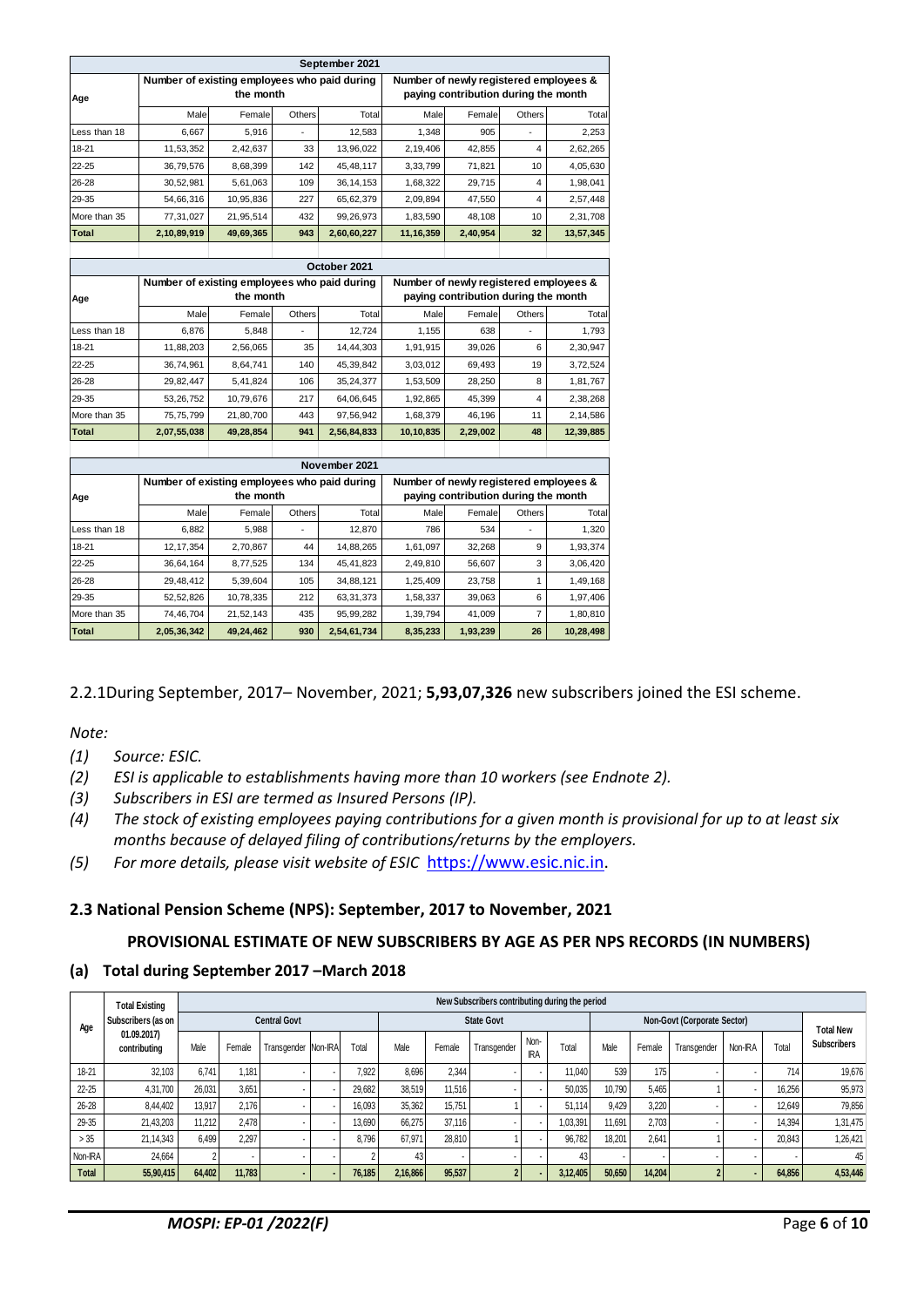| September 2021 | | | | | | | | |
|---|---|---|---|---|---|---|---|---|
| Age | Number of existing employees who paid during the month | | | | Number of newly registered employees & paying contribution during the month | | | |
| | Male | Female | Others | Total | Male | Female | Others | Total |
| Less than 18 | 6,667 | 5,916 | - | 12,583 | 1,348 | 905 | - | 2,253 |
| 18-21 | 11,53,352 | 2,42,637 | 33 | 13,96,022 | 2,19,406 | 42,855 | 4 | 2,62,265 |
| 22-25 | 36,79,576 | 8,68,399 | 142 | 45,48,117 | 3,33,799 | 71,821 | 10 | 4,05,630 |
| 26-28 | 30,52,981 | 5,61,063 | 109 | 36,14,153 | 1,68,322 | 29,715 | 4 | 1,98,041 |
| 29-35 | 54,66,316 | 10,95,836 | 227 | 65,62,379 | 2,09,894 | 47,550 | 4 | 2,57,448 |
| More than 35 | 77,31,027 | 21,95,514 | 432 | 99,26,973 | 1,83,590 | 48,108 | 10 | 2,31,708 |
| **Total** | **2,10,89,919** | **49,69,365** | **943** | **2,60,60,227** | **11,16,359** | **2,40,954** | **32** | **13,57,345** |

| October 2021 | | | | | | | | |
|---|---|---|---|---|---|---|---|---|
| Age | Number of existing employees who paid during the month | | | | Number of newly registered employees & paying contribution during the month | | | |
| | Male | Female | Others | Total | Male | Female | Others | Total |
| Less than 18 | 6,876 | 5,848 | - | 12,724 | 1,155 | 638 | - | 1,793 |
| 18-21 | 11,88,203 | 2,56,065 | 35 | 14,44,303 | 1,91,915 | 39,026 | 6 | 2,30,947 |
| 22-25 | 36,74,961 | 8,64,741 | 140 | 45,39,842 | 3,03,012 | 69,493 | 19 | 3,72,524 |
| 26-28 | 29,82,447 | 5,41,824 | 106 | 35,24,377 | 1,53,509 | 28,250 | 8 | 1,81,767 |
| 29-35 | 53,26,752 | 10,79,676 | 217 | 64,06,645 | 1,92,865 | 45,399 | 4 | 2,38,268 |
| More than 35 | 75,75,799 | 21,80,700 | 443 | 97,56,942 | 1,68,379 | 46,196 | 11 | 2,14,586 |
| **Total** | **2,07,55,038** | **49,28,854** | **941** | **2,56,84,833** | **10,10,835** | **2,29,002** | **48** | **12,39,885** |

| November 2021 | | | | | | | | |
|---|---|---|---|---|---|---|---|---|
| Age | Number of existing employees who paid during the month | | | | Number of newly registered employees & paying contribution during the month | | | |
| | Male | Female | Others | Total | Male | Female | Others | Total |
| Less than 18 | 6,882 | 5,988 | - | 12,870 | 786 | 534 | - | 1,320 |
| 18-21 | 12,17,354 | 2,70,867 | 44 | 14,88,265 | 1,61,097 | 32,268 | 9 | 1,93,374 |
| 22-25 | 36,64,164 | 8,77,525 | 134 | 45,41,823 | 2,49,810 | 56,607 | 3 | 3,06,420 |
| 26-28 | 29,48,412 | 5,39,604 | 105 | 34,88,121 | 1,25,409 | 23,758 | 1 | 1,49,168 |
| 29-35 | 52,52,826 | 10,78,335 | 212 | 63,31,373 | 1,58,337 | 39,063 | 6 | 1,97,406 |
| More than 35 | 74,46,704 | 21,52,143 | 435 | 95,99,282 | 1,39,794 | 41,009 | 7 | 1,80,810 |
| **Total** | **2,05,36,342** | **49,24,462** | **930** | **2,54,61,734** | **8,35,233** | **1,93,239** | **26** | **10,28,498** |

2.2.1During September, 2017– November, 2021; **5,93,07,326** new subscribers joined the ESI scheme.

*Note:*

*(1) Source: ESIC.*

*(2) ESI is applicable to establishments having more than 10 workers (see Endnote 2).*

*(3) Subscribers in ESI are termed as Insured Persons (IP).*

*(4) The stock of existing employees paying contributions for a given month is provisional for up to at least six months because of delayed filing of contributions/returns by the employers.*

*(5) For more details, please visit website of ESIC https://www.esic.nic.in.*

## 2.3 National Pension Scheme (NPS): September, 2017 to November, 2021

### PROVISIONAL ESTIMATE OF NEW SUBSCRIBERS BY AGE AS PER NPS RECORDS (IN NUMBERS)

### (a) Total during September 2017 –March 2018

| Age | Total Existing Subscribers (as on 01.09.2017) contributing | New Subscribers contributing during the period | | | | | | | | | | | | | | | | |
|---|---|---|---|---|---|---|---|---|---|---|---|---|---|---|---|---|---|---|
| | | Central Govt | | | | | State Govt | | | | | Non-Govt (Corporate Sector) | | | | | Total New Subscribers |
| | | Male | Female | Transgender | Non-IRA | Total | Male | Female | Transgender | Non-IRA | Total | Male | Female | Transgender | Non-IRA | Total | |
| 18-21 | 32,103 | 6,741 | 1,181 | - | - | 7,922 | 8,696 | 2,344 | - | - | 11,040 | 539 | 175 | - | - | 714 | 19,676 |
| 22-25 | 4,31,700 | 26,031 | 3,651 | - | - | 29,682 | 38,519 | 11,516 | - | - | 50,035 | 10,790 | 5,465 | 1 | - | 16,256 | 95,973 |
| 26-28 | 8,44,402 | 13,917 | 2,176 | - | - | 16,093 | 35,362 | 15,751 | 1 | - | 51,114 | 9,429 | 3,220 | - | - | 12,649 | 79,856 |
| 29-35 | 21,43,203 | 11,212 | 2,478 | - | - | 13,690 | 66,275 | 37,116 | - | - | 1,03,391 | 11,691 | 2,703 | - | - | 14,394 | 1,31,475 |
| > 35 | 21,14,343 | 6,499 | 2,297 | - | - | 8,796 | 67,971 | 28,810 | 1 | - | 96,782 | 18,201 | 2,641 | 1 | - | 20,843 | 1,26,421 |
| Non-IRA | 24,664 | 2 | - | - | - | 2 | 43 | - | - | - | 43 | - | - | - | - | - | 45 |
| **Total** | **55,90,415** | **64,402** | **11,783** | **-** | **-** | **76,185** | **2,16,866** | **95,537** | **2** | **-** | **3,12,405** | **50,650** | **14,204** | **2** | **-** | **64,856** | **4,53,446** |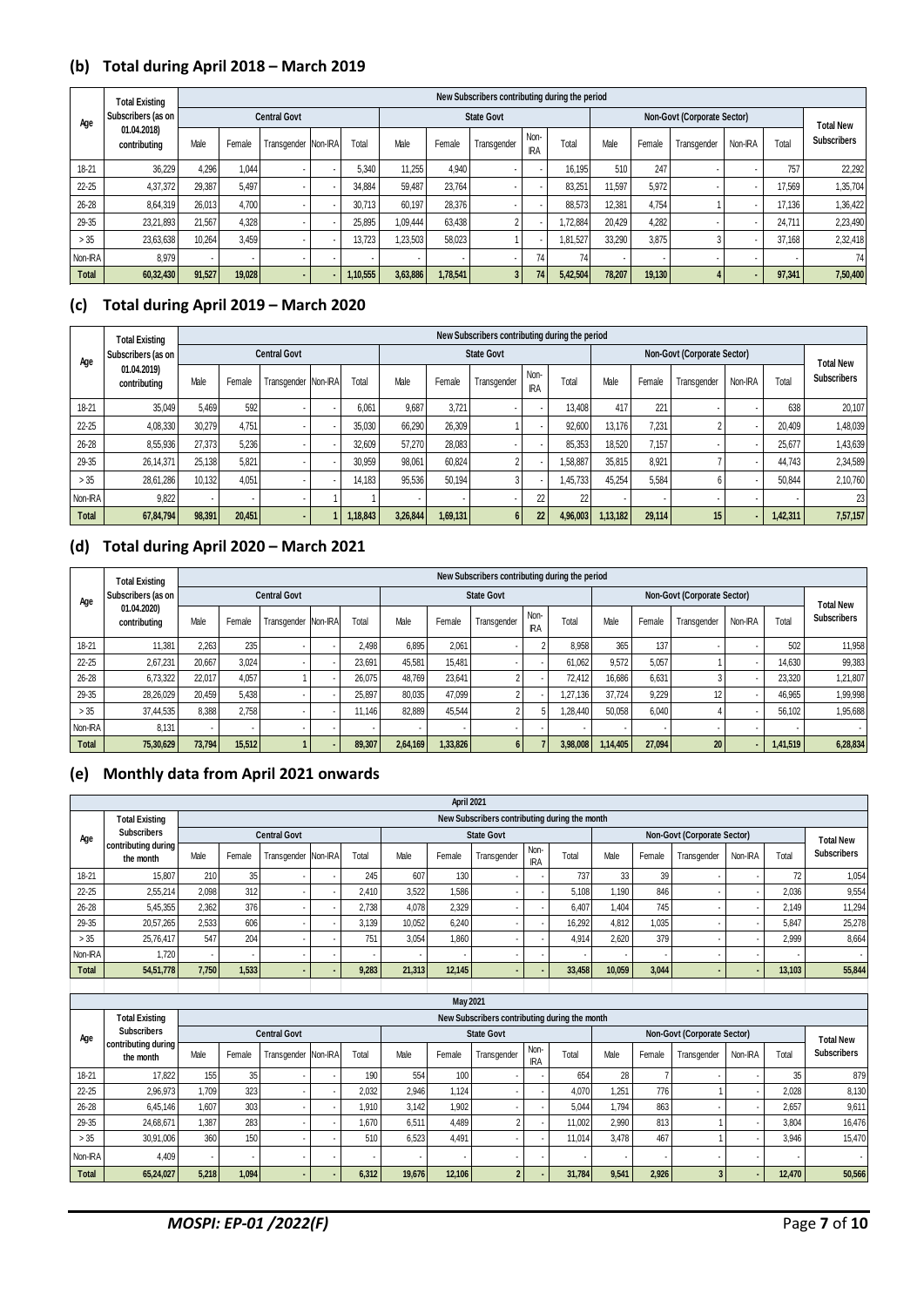## (b) Total during April 2018 – March 2019

| Age | Total Existing Subscribers (as on 01.04.2018) contributing | New Subscribers contributing during the period | | | | | | | | | | | | | | | Total New Subscribers |
|---|---|---|---|---|---|---|---|---|---|---|---|---|---|---|---|---|---|
| | | Central Govt | | | | | State Govt | | | | | Non-Govt (Corporate Sector) | | | | | |
| | | Male | Female | Transgender | Non-IRA | Total | Male | Female | Transgender | Non-IRA | Total | Male | Female | Transgender | Non-IRA | Total | |
| 18-21 | 36,229 | 4,296 | 1,044 | - | - | 5,340 | 11,255 | 4,940 | - | - | 16,195 | 510 | 247 | - | - | 757 | 22,292 |
| 22-25 | 4,37,372 | 29,387 | 5,497 | - | - | 34,884 | 59,487 | 23,764 | - | - | 83,251 | 11,597 | 5,972 | - | - | 17,569 | 1,35,704 |
| 26-28 | 8,64,319 | 26,013 | 4,700 | - | - | 30,713 | 60,197 | 28,376 | - | - | 88,573 | 12,381 | 4,754 | 1 | - | 17,136 | 1,36,422 |
| 29-35 | 23,21,893 | 21,567 | 4,328 | - | - | 25,895 | 1,09,444 | 63,438 | 2 | - | 1,72,884 | 20,429 | 4,282 | - | - | 24,711 | 2,23,490 |
| > 35 | 23,63,638 | 10,264 | 3,459 | - | - | 13,723 | 1,23,503 | 58,023 | 1 | - | 1,81,527 | 33,290 | 3,875 | 3 | - | 37,168 | 2,32,418 |
| Non-IRA | 8,979 | - | - | - | - | - | - | - | - | 74 | 74 | - | - | - | - | - | 74 |
| **Total** | **60,32,430** | **91,527** | **19,028** | **-** | **-** | **1,10,555** | **3,63,886** | **1,78,541** | **3** | **74** | **5,42,504** | **78,207** | **19,130** | **4** | **-** | **97,341** | **7,50,400** |

## (c) Total during April 2019 – March 2020

| Age | Total Existing Subscribers (as on 01.04.2019) contributing | New Subscribers contributing during the period | | | | | | | | | | | | | | | Total New Subscribers |
|---|---|---|---|---|---|---|---|---|---|---|---|---|---|---|---|---|---|
| | | Central Govt | | | | | State Govt | | | | | Non-Govt (Corporate Sector) | | | | | |
| | | Male | Female | Transgender | Non-IRA | Total | Male | Female | Transgender | Non-IRA | Total | Male | Female | Transgender | Non-IRA | Total | |
| 18-21 | 35,049 | 5,469 | 592 | - | - | 6,061 | 9,687 | 3,721 | - | - | 13,408 | 417 | 221 | - | - | 638 | 20,107 |
| 22-25 | 4,08,330 | 30,279 | 4,751 | - | - | 35,030 | 66,290 | 26,309 | 1 | - | 92,600 | 13,176 | 7,231 | 2 | - | 20,409 | 1,48,039 |
| 26-28 | 8,55,936 | 27,373 | 5,236 | - | - | 32,609 | 57,270 | 28,083 | - | - | 85,353 | 18,520 | 7,157 | - | - | 25,677 | 1,43,639 |
| 29-35 | 26,14,371 | 25,138 | 5,821 | - | - | 30,959 | 98,061 | 60,824 | 2 | - | 1,58,887 | 35,815 | 8,921 | 7 | - | 44,743 | 2,34,589 |
| > 35 | 28,61,286 | 10,132 | 4,051 | - | - | 14,183 | 95,536 | 50,194 | 3 | - | 1,45,733 | 45,254 | 5,584 | 6 | - | 50,844 | 2,10,760 |
| Non-IRA | 9,822 | - | - | - | 1 | 1 | - | - | - | 22 | 22 | - | - | - | - | - | 23 |
| **Total** | **67,84,794** | **98,391** | **20,451** | **-** | **1** | **1,18,843** | **3,26,844** | **1,69,131** | **6** | **22** | **4,96,003** | **1,13,182** | **29,114** | **15** | **-** | **1,42,311** | **7,57,157** |

## (d) Total during April 2020 – March 2021

| Age | Total Existing Subscribers (as on 01.04.2020) contributing | New Subscribers contributing during the period | | | | | | | | | | | | | | | Total New Subscribers |
|---|---|---|---|---|---|---|---|---|---|---|---|---|---|---|---|---|---|
| | | Central Govt | | | | | State Govt | | | | | Non-Govt (Corporate Sector) | | | | | |
| | | Male | Female | Transgender | Non-IRA | Total | Male | Female | Transgender | Non-IRA | Total | Male | Female | Transgender | Non-IRA | Total | |
| 18-21 | 11,381 | 2,263 | 235 | - | - | 2,498 | 6,895 | 2,061 | - | 2 | 8,958 | 365 | 137 | - | - | 502 | 11,958 |
| 22-25 | 2,67,231 | 20,667 | 3,024 | - | - | 23,691 | 45,581 | 15,481 | - | - | 61,062 | 9,572 | 5,057 | 1 | - | 14,630 | 99,383 |
| 26-28 | 6,73,322 | 22,017 | 4,057 | 1 | - | 26,075 | 48,769 | 23,641 | 2 | - | 72,412 | 16,686 | 6,631 | 3 | - | 23,320 | 1,21,807 |
| 29-35 | 28,26,029 | 20,459 | 5,438 | - | - | 25,897 | 80,035 | 47,099 | 2 | - | 1,27,136 | 37,724 | 9,229 | 12 | - | 46,965 | 1,99,998 |
| > 35 | 37,44,535 | 8,388 | 2,758 | - | - | 11,146 | 82,889 | 45,544 | 2 | 5 | 1,28,440 | 50,058 | 6,040 | 4 | - | 56,102 | 1,95,688 |
| Non-IRA | 8,131 | - | - | - | - | - | - | - | - | - | - | - | - | - | - | - | - |
| **Total** | **75,30,629** | **73,794** | **15,512** | **1** | **-** | **89,307** | **2,64,169** | **1,33,826** | **6** | **7** | **3,98,008** | **1,14,405** | **27,094** | **20** | **-** | **1,41,519** | **6,28,834** |

## (e) Monthly data from April 2021 onwards

**April 2021**

| Age | Total Existing Subscribers contributing during the month | New Subscribers contributing during the month | | | | | | | | | | | | | | | Total New Subscribers |
|---|---|---|---|---|---|---|---|---|---|---|---|---|---|---|---|---|---|
| | | Central Govt | | | | | State Govt | | | | | Non-Govt (Corporate Sector) | | | | | |
| | | Male | Female | Transgender | Non-IRA | Total | Male | Female | Transgender | Non-IRA | Total | Male | Female | Transgender | Non-IRA | Total | |
| 18-21 | 15,807 | 210 | 35 | - | - | 245 | 607 | 130 | - | - | 737 | 33 | 39 | - | - | 72 | 1,054 |
| 22-25 | 2,55,214 | 2,098 | 312 | - | - | 2,410 | 3,522 | 1,586 | - | - | 5,108 | 1,190 | 846 | - | - | 2,036 | 9,554 |
| 26-28 | 5,45,355 | 2,362 | 376 | - | - | 2,738 | 4,078 | 2,329 | - | - | 6,407 | 1,404 | 745 | - | - | 2,149 | 11,294 |
| 29-35 | 20,57,265 | 2,533 | 606 | - | - | 3,139 | 10,052 | 6,240 | - | - | 16,292 | 4,812 | 1,035 | - | - | 5,847 | 25,278 |
| > 35 | 25,76,417 | 547 | 204 | - | - | 751 | 3,054 | 1,860 | - | - | 4,914 | 2,620 | 379 | - | - | 2,999 | 8,664 |
| Non-IRA | 1,720 | - | - | - | - | - | - | - | - | - | - | - | - | - | - | - | - |
| **Total** | **54,51,778** | **7,750** | **1,533** | **-** | **-** | **9,283** | **21,313** | **12,145** | **-** | **-** | **33,458** | **10,059** | **3,044** | **-** | **-** | **13,103** | **55,844** |

**May 2021**

| Age | Total Existing Subscribers contributing during the month | New Subscribers contributing during the month | | | | | | | | | | | | | | | Total New Subscribers |
|---|---|---|---|---|---|---|---|---|---|---|---|---|---|---|---|---|---|
| | | Central Govt | | | | | State Govt | | | | | Non-Govt (Corporate Sector) | | | | | |
| | | Male | Female | Transgender | Non-IRA | Total | Male | Female | Transgender | Non-IRA | Total | Male | Female | Transgender | Non-IRA | Total | |
| 18-21 | 17,822 | 155 | 35 | - | - | 190 | 554 | 100 | - | - | 654 | 28 | 7 | - | - | 35 | 879 |
| 22-25 | 2,96,973 | 1,709 | 323 | - | - | 2,032 | 2,946 | 1,124 | - | - | 4,070 | 1,251 | 776 | 1 | - | 2,028 | 8,130 |
| 26-28 | 6,45,146 | 1,607 | 303 | - | - | 1,910 | 3,142 | 1,902 | - | - | 5,044 | 1,794 | 863 | - | - | 2,657 | 9,611 |
| 29-35 | 24,68,671 | 1,387 | 283 | - | - | 1,670 | 6,511 | 4,489 | 2 | - | 11,002 | 2,990 | 813 | 1 | - | 3,804 | 16,476 |
| > 35 | 30,91,006 | 360 | 150 | - | - | 510 | 6,523 | 4,491 | - | - | 11,014 | 3,478 | 467 | 1 | - | 3,946 | 15,470 |
| Non-IRA | 4,409 | - | - | - | - | - | - | - | - | - | - | - | - | - | - | - | - |
| **Total** | **65,24,027** | **5,218** | **1,094** | **-** | **-** | **6,312** | **19,676** | **12,106** | **2** | **-** | **31,784** | **9,541** | **2,926** | **3** | **-** | **12,470** | **50,566** |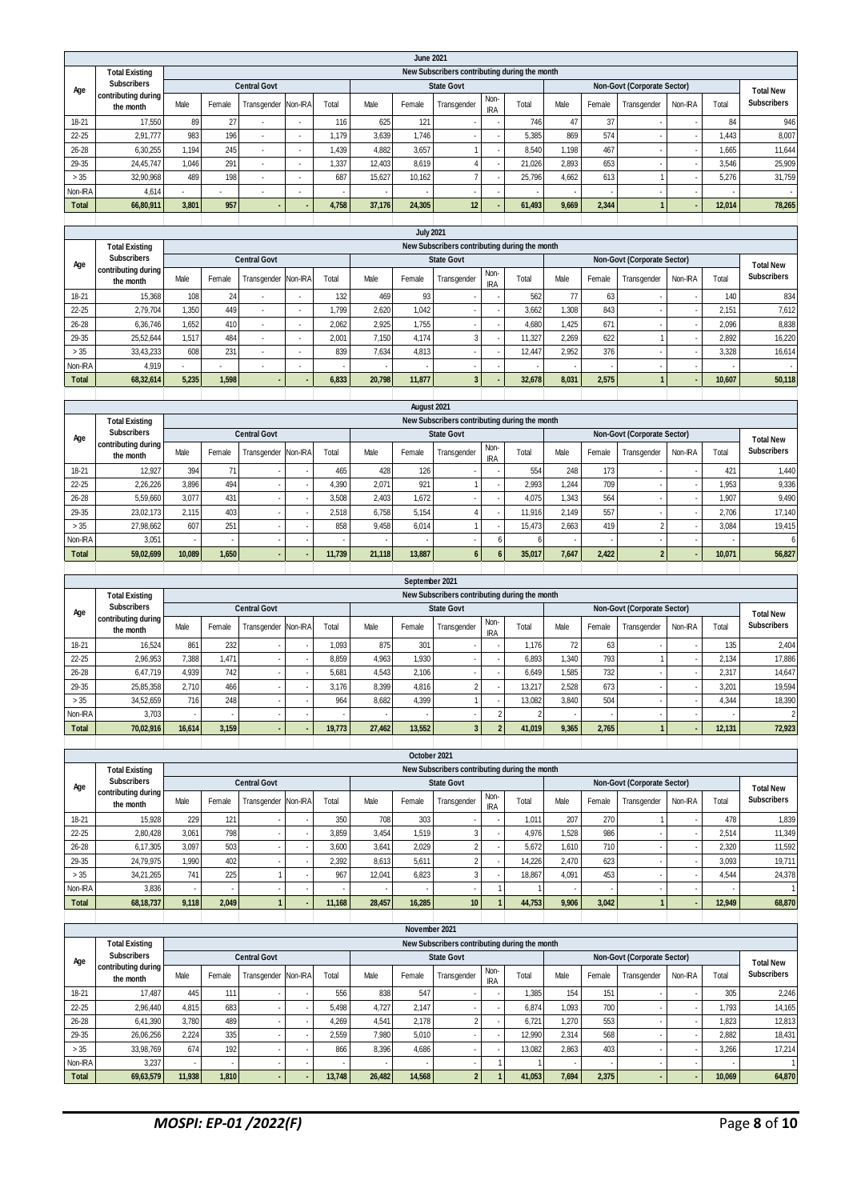**June 2021**

| Age | Total Existing Subscribers contributing during the month | New Subscribers contributing during the month | | | | | | | | | | | | | | | |
|---|---|---|---|---|---|---|---|---|---|---|---|---|---|---|---|---|---|
| | | Central Govt | | | | | State Govt | | | | | Non-Govt (Corporate Sector) | | | | | Total New Subscribers |
| | | Male | Female | Transgender | Non-IRA | Total | Male | Female | Transgender | Non-IRA | Total | Male | Female | Transgender | Non-IRA | Total | |
| 18-21 | 17,550 | 89 | 27 | - | - | 116 | 625 | 121 | - | - | 746 | 47 | 37 | - | - | 84 | 946 |
| 22-25 | 2,91,777 | 983 | 196 | - | - | 1,179 | 3,639 | 1,746 | - | - | 5,385 | 869 | 574 | - | - | 1,443 | 8,007 |
| 26-28 | 6,30,255 | 1,194 | 245 | - | - | 1,439 | 4,882 | 3,657 | 1 | - | 8,540 | 1,198 | 467 | - | - | 1,665 | 11,644 |
| 29-35 | 24,45,747 | 1,046 | 291 | - | - | 1,337 | 12,403 | 8,619 | 4 | - | 21,026 | 2,893 | 653 | - | - | 3,546 | 25,909 |
| > 35 | 32,90,968 | 489 | 198 | - | - | 687 | 15,627 | 10,162 | 7 | - | 25,796 | 4,662 | 613 | 1 | - | 5,276 | 31,759 |
| Non-IRA | 4,614 | - | - | - | - | - | - | - | - | - | - | - | - | - | - | - | - |
| **Total** | **66,80,911** | **3,801** | **957** | **-** | **-** | **4,758** | **37,176** | **24,305** | **12** | **-** | **61,493** | **9,669** | **2,344** | **1** | **-** | **12,014** | **78,265** |

**July 2021**

| Age | Total Existing Subscribers contributing during the month | New Subscribers contributing during the month | | | | | | | | | | | | | | | |
|---|---|---|---|---|---|---|---|---|---|---|---|---|---|---|---|---|---|
| | | Central Govt | | | | | State Govt | | | | | Non-Govt (Corporate Sector) | | | | | Total New Subscribers |
| | | Male | Female | Transgender | Non-IRA | Total | Male | Female | Transgender | Non-IRA | Total | Male | Female | Transgender | Non-IRA | Total | |
| 18-21 | 15,368 | 108 | 24 | - | - | 132 | 469 | 93 | - | - | 562 | 77 | 63 | - | - | 140 | 834 |
| 22-25 | 2,79,704 | 1,350 | 449 | - | - | 1,799 | 2,620 | 1,042 | - | - | 3,662 | 1,308 | 843 | - | - | 2,151 | 7,612 |
| 26-28 | 6,36,746 | 1,652 | 410 | - | - | 2,062 | 2,925 | 1,755 | - | - | 4,680 | 1,425 | 671 | - | - | 2,096 | 8,838 |
| 29-35 | 25,52,644 | 1,517 | 484 | - | - | 2,001 | 7,150 | 4,174 | 3 | - | 11,327 | 2,269 | 622 | 1 | - | 2,892 | 16,220 |
| > 35 | 33,43,233 | 608 | 231 | - | - | 839 | 7,634 | 4,813 | - | - | 12,447 | 2,952 | 376 | - | - | 3,328 | 16,614 |
| Non-IRA | 4,919 | - | - | - | - | - | - | - | - | - | - | - | - | - | - | - | - |
| **Total** | **68,32,614** | **5,235** | **1,598** | **-** | **-** | **6,833** | **20,798** | **11,877** | **3** | **-** | **32,678** | **8,031** | **2,575** | **1** | **-** | **10,607** | **50,118** |

**August 2021**

| Age | Total Existing Subscribers contributing during the month | New Subscribers contributing during the month | | | | | | | | | | | | | | | |
|---|---|---|---|---|---|---|---|---|---|---|---|---|---|---|---|---|---|
| | | Central Govt | | | | | State Govt | | | | | Non-Govt (Corporate Sector) | | | | | Total New Subscribers |
| | | Male | Female | Transgender | Non-IRA | Total | Male | Female | Transgender | Non-IRA | Total | Male | Female | Transgender | Non-IRA | Total | |
| 18-21 | 12,927 | 394 | 71 | - | - | 465 | 428 | 126 | - | - | 554 | 248 | 173 | - | - | 421 | 1,440 |
| 22-25 | 2,26,226 | 3,896 | 494 | - | - | 4,390 | 2,071 | 921 | 1 | - | 2,993 | 1,244 | 709 | - | - | 1,953 | 9,336 |
| 26-28 | 5,59,660 | 3,077 | 431 | - | - | 3,508 | 2,403 | 1,672 | - | - | 4,075 | 1,343 | 564 | - | - | 1,907 | 9,490 |
| 29-35 | 23,02,173 | 2,115 | 403 | - | - | 2,518 | 6,758 | 5,154 | 4 | - | 11,916 | 2,149 | 557 | - | - | 2,706 | 17,140 |
| > 35 | 27,98,662 | 607 | 251 | - | - | 858 | 9,458 | 6,014 | 1 | - | 15,473 | 2,663 | 419 | 2 | - | 3,084 | 19,415 |
| Non-IRA | 3,051 | - | - | - | - | - | - | - | - | 6 | 6 | - | - | - | - | - | 6 |
| **Total** | **59,02,699** | **10,089** | **1,650** | **-** | **-** | **11,739** | **21,118** | **13,887** | **6** | **6** | **35,017** | **7,647** | **2,422** | **2** | **-** | **10,071** | **56,827** |

**September 2021**

| Age | Total Existing Subscribers contributing during the month | New Subscribers contributing during the month | | | | | | | | | | | | | | | |
|---|---|---|---|---|---|---|---|---|---|---|---|---|---|---|---|---|---|
| | | Central Govt | | | | | State Govt | | | | | Non-Govt (Corporate Sector) | | | | | Total New Subscribers |
| | | Male | Female | Transgender | Non-IRA | Total | Male | Female | Transgender | Non-IRA | Total | Male | Female | Transgender | Non-IRA | Total | |
| 18-21 | 16,524 | 861 | 232 | - | - | 1,093 | 875 | 301 | - | - | 1,176 | 72 | 63 | - | - | 135 | 2,404 |
| 22-25 | 2,96,953 | 7,388 | 1,471 | - | - | 8,859 | 4,963 | 1,930 | - | - | 6,893 | 1,340 | 793 | 1 | - | 2,134 | 17,886 |
| 26-28 | 6,47,719 | 4,939 | 742 | - | - | 5,681 | 4,543 | 2,106 | - | - | 6,649 | 1,585 | 732 | - | - | 2,317 | 14,647 |
| 29-35 | 25,85,358 | 2,710 | 466 | - | - | 3,176 | 8,399 | 4,816 | 2 | - | 13,217 | 2,528 | 673 | - | - | 3,201 | 19,594 |
| > 35 | 34,52,659 | 716 | 248 | - | - | 964 | 8,682 | 4,399 | 1 | - | 13,082 | 3,840 | 504 | - | - | 4,344 | 18,390 |
| Non-IRA | 3,703 | - | - | - | - | - | - | - | - | 2 | 2 | - | - | - | - | - | 2 |
| **Total** | **70,02,916** | **16,614** | **3,159** | **-** | **-** | **19,773** | **27,462** | **13,552** | **3** | **2** | **41,019** | **9,365** | **2,765** | **1** | **-** | **12,131** | **72,923** |

**October 2021**

| Age | Total Existing Subscribers contributing during the month | New Subscribers contributing during the month | | | | | | | | | | | | | | | |
|---|---|---|---|---|---|---|---|---|---|---|---|---|---|---|---|---|---|
| | | Central Govt | | | | | State Govt | | | | | Non-Govt (Corporate Sector) | | | | | Total New Subscribers |
| | | Male | Female | Transgender | Non-IRA | Total | Male | Female | Transgender | Non-IRA | Total | Male | Female | Transgender | Non-IRA | Total | |
| 18-21 | 15,928 | 229 | 121 | - | - | 350 | 708 | 303 | - | - | 1,011 | 207 | 270 | 1 | - | 478 | 1,839 |
| 22-25 | 2,80,428 | 3,061 | 798 | - | - | 3,859 | 3,454 | 1,519 | 3 | - | 4,976 | 1,528 | 986 | - | - | 2,514 | 11,349 |
| 26-28 | 6,17,305 | 3,097 | 503 | - | - | 3,600 | 3,641 | 2,029 | 2 | - | 5,672 | 1,610 | 710 | - | - | 2,320 | 11,592 |
| 29-35 | 24,79,975 | 1,990 | 402 | - | - | 2,392 | 8,613 | 5,611 | 2 | - | 14,226 | 2,470 | 623 | - | - | 3,093 | 19,711 |
| > 35 | 34,21,265 | 741 | 225 | 1 | - | 967 | 12,041 | 6,823 | 3 | - | 18,867 | 4,091 | 453 | - | - | 4,544 | 24,378 |
| Non-IRA | 3,836 | - | - | - | - | - | - | - | - | 1 | 1 | - | - | - | - | - | 1 |
| **Total** | **68,18,737** | **9,118** | **2,049** | **1** | **-** | **11,168** | **28,457** | **16,285** | **10** | **1** | **44,753** | **9,906** | **3,042** | **1** | **-** | **12,949** | **68,870** |

**November 2021**

| Age | Total Existing Subscribers contributing during the month | New Subscribers contributing during the month | | | | | | | | | | | | | | | |
|---|---|---|---|---|---|---|---|---|---|---|---|---|---|---|---|---|---|
| | | Central Govt | | | | | State Govt | | | | | Non-Govt (Corporate Sector) | | | | | Total New Subscribers |
| | | Male | Female | Transgender | Non-IRA | Total | Male | Female | Transgender | Non-IRA | Total | Male | Female | Transgender | Non-IRA | Total | |
| 18-21 | 17,487 | 445 | 111 | - | - | 556 | 838 | 547 | - | - | 1,385 | 154 | 151 | - | - | 305 | 2,246 |
| 22-25 | 2,96,440 | 4,815 | 683 | - | - | 5,498 | 4,727 | 2,147 | - | - | 6,874 | 1,093 | 700 | - | - | 1,793 | 14,165 |
| 26-28 | 6,41,390 | 3,780 | 489 | - | - | 4,269 | 4,541 | 2,178 | 2 | - | 6,721 | 1,270 | 553 | - | - | 1,823 | 12,813 |
| 29-35 | 26,06,256 | 2,224 | 335 | - | - | 2,559 | 7,980 | 5,010 | - | - | 12,990 | 2,314 | 568 | - | - | 2,882 | 18,431 |
| > 35 | 33,98,769 | 674 | 192 | - | - | 866 | 8,396 | 4,686 | - | - | 13,082 | 2,863 | 403 | - | - | 3,266 | 17,214 |
| Non-IRA | 3,237 | - | - | - | - | - | - | - | - | 1 | 1 | - | - | - | - | - | 1 |
| **Total** | **69,63,579** | **11,938** | **1,810** | **-** | **-** | **13,748** | **26,482** | **14,568** | **2** | **1** | **41,053** | **7,694** | **2,375** | **-** | **-** | **10,069** | **64,870** |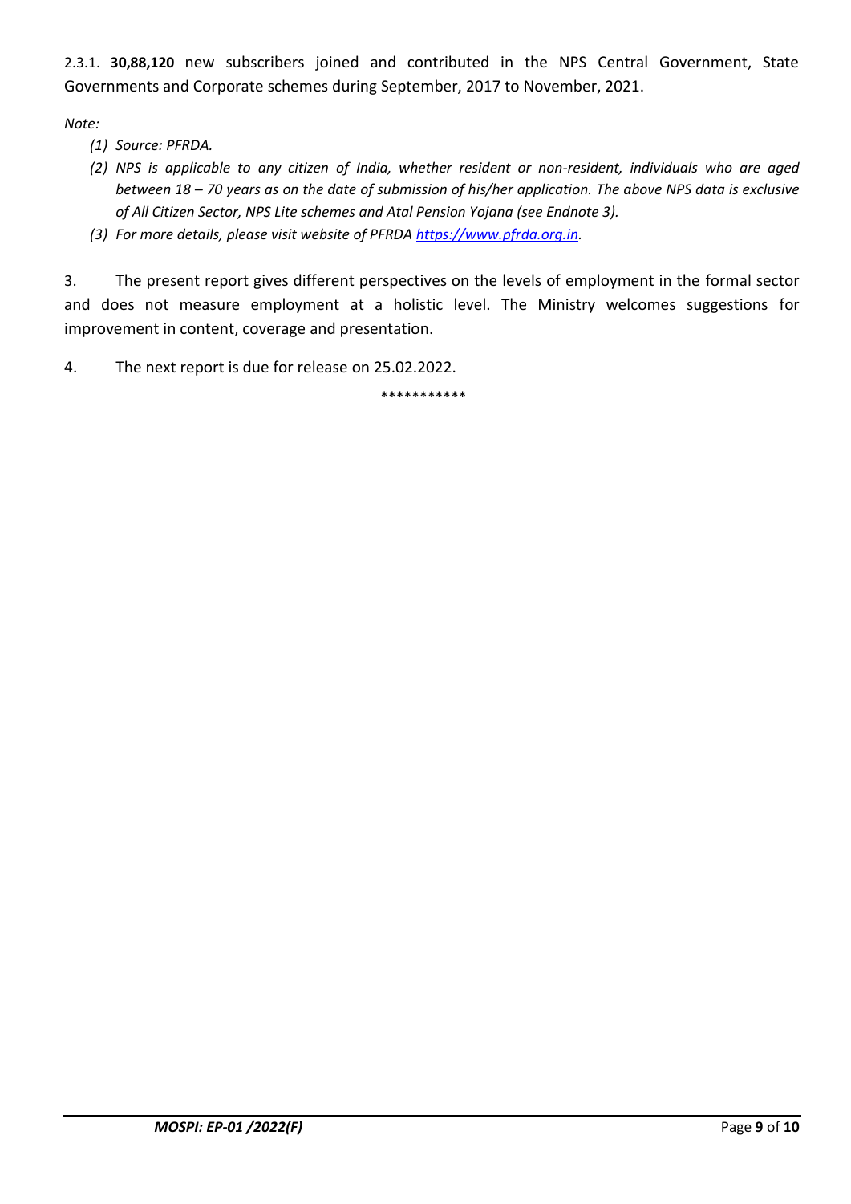2.3.1. **30,88,120** new subscribers joined and contributed in the NPS Central Government, State Governments and Corporate schemes during September, 2017 to November, 2021.

*Note:*

*(1) Source: PFRDA.*

*(2) NPS is applicable to any citizen of India, whether resident or non-resident, individuals who are aged between 18 – 70 years as on the date of submission of his/her application. The above NPS data is exclusive of All Citizen Sector, NPS Lite schemes and Atal Pension Yojana (see Endnote 3).*

*(3) For more details, please visit website of PFRDA [https://www.pfrda.org.in](https://www.pfrda.org.in).*

3. The present report gives different perspectives on the levels of employment in the formal sector and does not measure employment at a holistic level. The Ministry welcomes suggestions for improvement in content, coverage and presentation.

4. The next report is due for release on 25.02.2022.

***********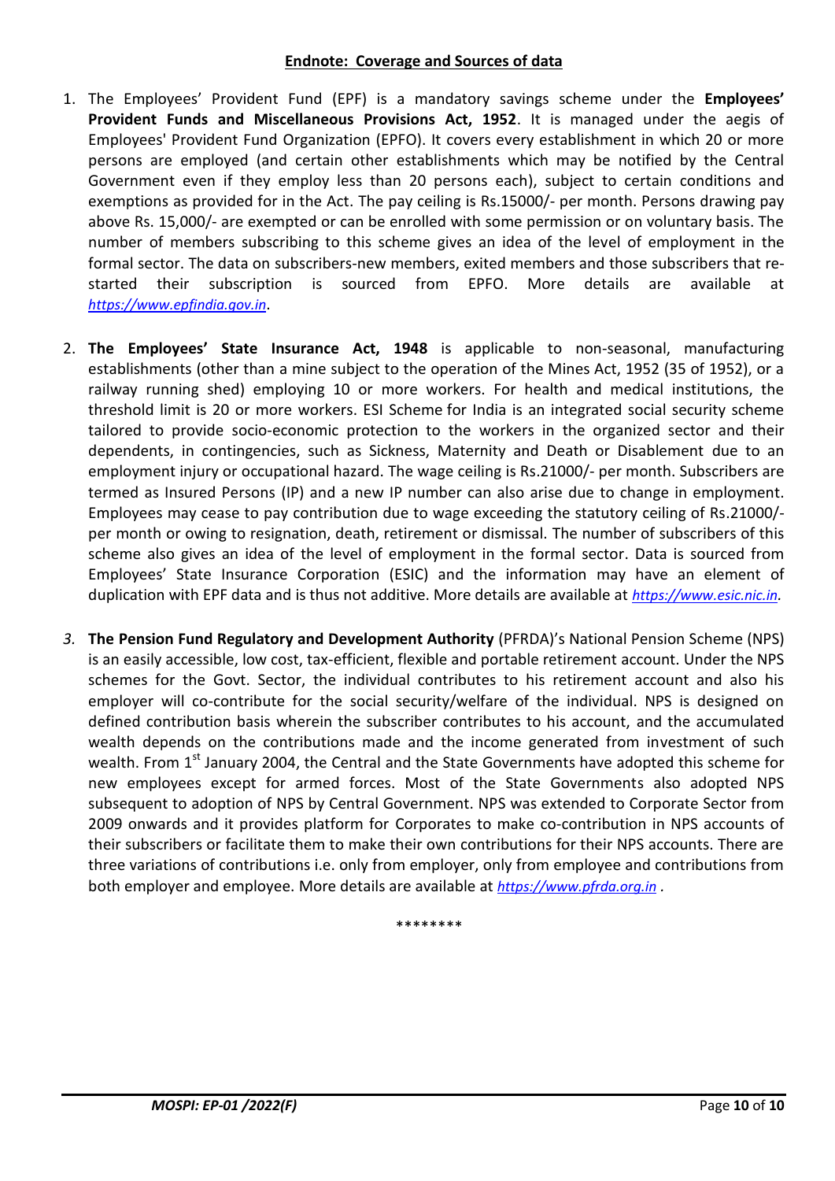**<u>Endnote: Coverage and Sources of data</u>**

1. The Employees' Provident Fund (EPF) is a mandatory savings scheme under the **Employees' Provident Funds and Miscellaneous Provisions Act, 1952**. It is managed under the aegis of Employees' Provident Fund Organization (EPFO). It covers every establishment in which 20 or more persons are employed (and certain other establishments which may be notified by the Central Government even if they employ less than 20 persons each), subject to certain conditions and exemptions as provided for in the Act. The pay ceiling is Rs.15000/- per month. Persons drawing pay above Rs. 15,000/- are exempted or can be enrolled with some permission or on voluntary basis. The number of members subscribing to this scheme gives an idea of the level of employment in the formal sector. The data on subscribers-new members, exited members and those subscribers that re-started their subscription is sourced from EPFO. More details are available at *https://www.epfindia.gov.in*.

2. **The Employees' State Insurance Act, 1948** is applicable to non-seasonal, manufacturing establishments (other than a mine subject to the operation of the Mines Act, 1952 (35 of 1952), or a railway running shed) employing 10 or more workers. For health and medical institutions, the threshold limit is 20 or more workers. ESI Scheme for India is an integrated social security scheme tailored to provide socio-economic protection to the workers in the organized sector and their dependents, in contingencies, such as Sickness, Maternity and Death or Disablement due to an employment injury or occupational hazard. The wage ceiling is Rs.21000/- per month. Subscribers are termed as Insured Persons (IP) and a new IP number can also arise due to change in employment. Employees may cease to pay contribution due to wage exceeding the statutory ceiling of Rs.21000/- per month or owing to resignation, death, retirement or dismissal. The number of subscribers of this scheme also gives an idea of the level of employment in the formal sector. Data is sourced from Employees' State Insurance Corporation (ESIC) and the information may have an element of duplication with EPF data and is thus not additive. More details are available at *https://www.esic.nic.in.*

3. **The Pension Fund Regulatory and Development Authority** (PFRDA)'s National Pension Scheme (NPS) is an easily accessible, low cost, tax-efficient, flexible and portable retirement account. Under the NPS schemes for the Govt. Sector, the individual contributes to his retirement account and also his employer will co-contribute for the social security/welfare of the individual. NPS is designed on defined contribution basis wherein the subscriber contributes to his account, and the accumulated wealth depends on the contributions made and the income generated from investment of such wealth. From 1st January 2004, the Central and the State Governments have adopted this scheme for new employees except for armed forces. Most of the State Governments also adopted NPS subsequent to adoption of NPS by Central Government. NPS was extended to Corporate Sector from 2009 onwards and it provides platform for Corporates to make co-contribution in NPS accounts of their subscribers or facilitate them to make their own contributions for their NPS accounts. There are three variations of contributions i.e. only from employer, only from employee and contributions from both employer and employee. More details are available at *https://www.pfrda.org.in* .

********